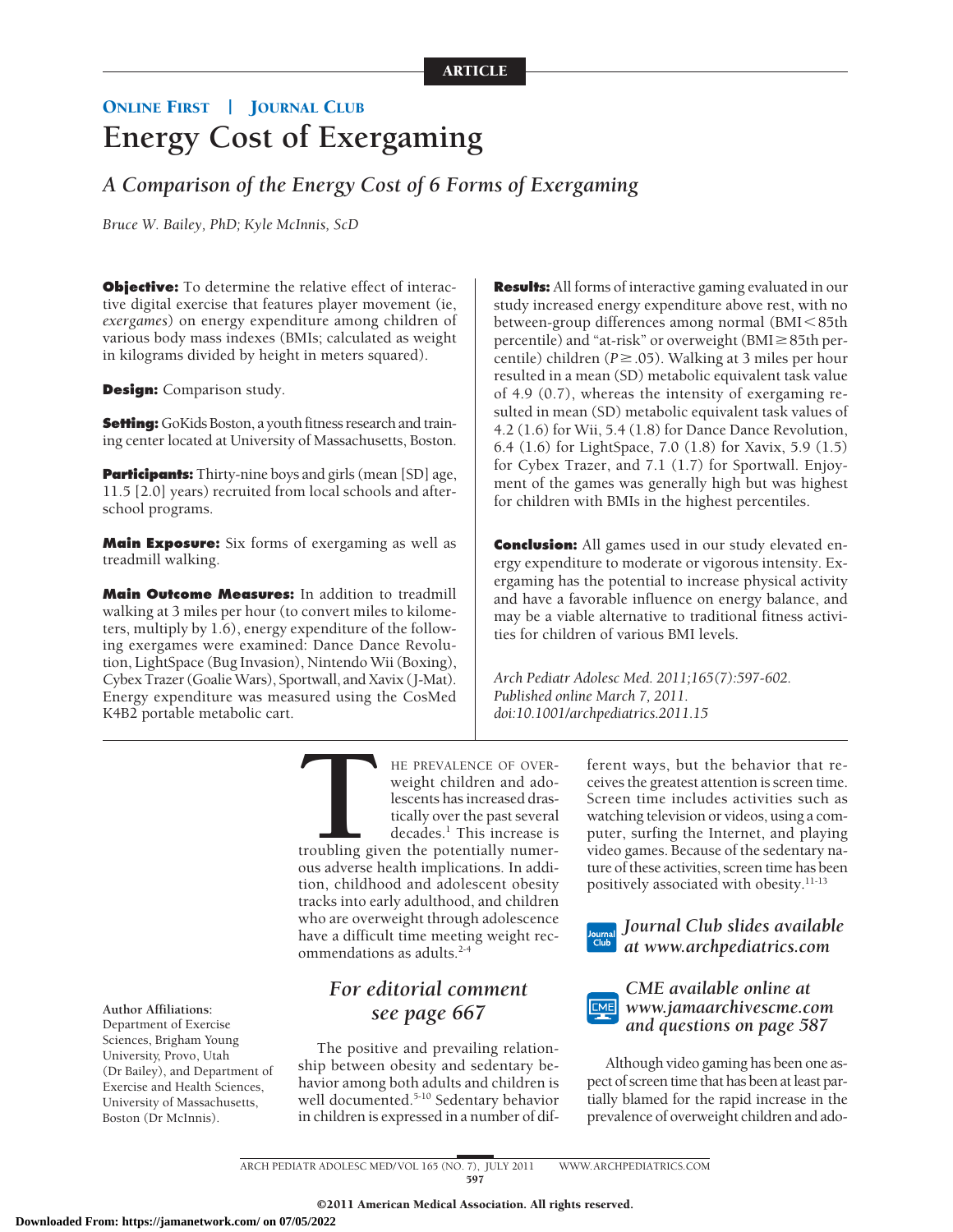ARTICLE

ONLINE FIRST | JOURNAL CLUB

# Energy Cost of Exergaming

## *A Comparison of the Energy Cost of 6 Forms of Exergaming*

*Bruce W. Bailey, PhD; Kyle McInnis, ScD*

**Objective:** To determine the relative effect of interactive digital exercise that features player movement (ie, *exergames*) on energy expenditure among children of various body mass indexes (BMIs; calculated as weight in kilograms divided by height in meters squared).

**Design:** Comparison study.

**Setting:** GoKids Boston, a youth fitness research and training center located at University of Massachusetts, Boston.

**Participants:** Thirty-nine boys and girls (mean [SD] age, 11.5 [2.0] years) recruited from local schools and after-school programs.

**Main Exposure:** Six forms of exergaming as well as treadmill walking.

**Main Outcome Measures:** In addition to treadmill walking at 3 miles per hour (to convert miles to kilometers, multiply by 1.6), energy expenditure of the following exergames were examined: Dance Dance Revolution, LightSpace (Bug Invasion), Nintendo Wii (Boxing), Cybex Trazer (Goalie Wars), Sportwall, and Xavix (J-Mat). Energy expenditure was measured using the CosMed K4B2 portable metabolic cart.

**Results:** All forms of interactive gaming evaluated in our study increased energy expenditure above rest, with no between-group differences among normal (BMI < 85th percentile) and "at-risk" or overweight (BMI ≥ 85th percentile) children ($P \geq .05$). Walking at 3 miles per hour resulted in a mean (SD) metabolic equivalent task value of 4.9 (0.7), whereas the intensity of exergaming resulted in mean (SD) metabolic equivalent task values of 4.2 (1.6) for Wii, 5.4 (1.8) for Dance Dance Revolution, 6.4 (1.6) for LightSpace, 7.0 (1.8) for Xavix, 5.9 (1.5) for Cybex Trazer, and 7.1 (1.7) for Sportwall. Enjoyment of the games was generally high but was highest for children with BMIs in the highest percentiles.

**Conclusion:** All games used in our study elevated energy expenditure to moderate or vigorous intensity. Exergaming has the potential to increase physical activity and have a favorable influence on energy balance, and may be a viable alternative to traditional fitness activities for children of various BMI levels.

*Arch Pediatr Adolesc Med. 2011;165(7):597-602. Published online March 7, 2011. doi:10.1001/archpediatrics.2011.15*

**Author Affiliations:** Department of Exercise Sciences, Brigham Young University, Provo, Utah (Dr Bailey), and Department of Exercise and Health Sciences, University of Massachusetts, Boston (Dr McInnis).

THE PREVALENCE OF OVERweight children and adolescents has increased drastically over the past several decades.[1] This increase is troubling given the potentially numerous adverse health implications. In addition, childhood and adolescent obesity tracks into early adulthood, and children who are overweight through adolescence have a difficult time meeting weight recommendations as adults.[2-4]

*For editorial comment see page 667*

The positive and prevailing relationship between obesity and sedentary behavior among both adults and children is well documented.[5-10] Sedentary behavior in children is expressed in a number of different ways, but the behavior that receives the greatest attention is screen time. Screen time includes activities such as watching television or videos, using a computer, surfing the Internet, and playing video games. Because of the sedentary nature of these activities, screen time has been positively associated with obesity.[11-13]

*Journal Club slides available at www.archpediatrics.com*

*CME available online at www.jamaarchivescme.com and questions on page 587*

Although video gaming has been one aspect of screen time that has been at least partially blamed for the rapid increase in the prevalence of overweight children and ado-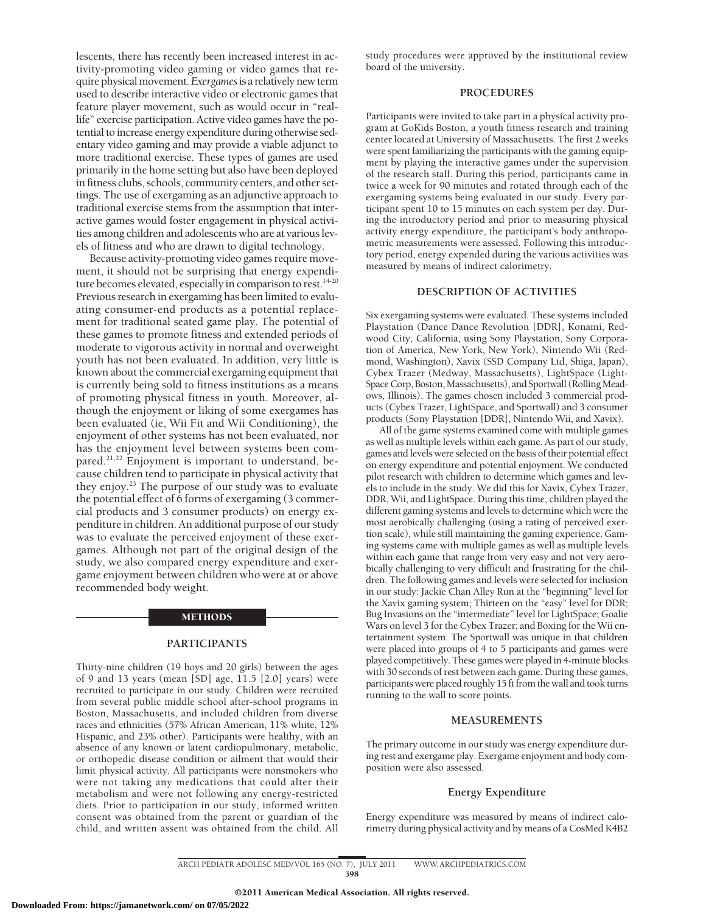lescents, there has recently been increased interest in activity-promoting video gaming or video games that require physical movement. *Exergames* is a relatively new term used to describe interactive video or electronic games that feature player movement, such as would occur in "real-life" exercise participation. Active video games have the potential to increase energy expenditure during otherwise sedentary video gaming and may provide a viable adjunct to more traditional exercise. These types of games are used primarily in the home setting but also have been deployed in fitness clubs, schools, community centers, and other settings. The use of exergaming as an adjunctive approach to traditional exercise stems from the assumption that interactive games would foster engagement in physical activities among children and adolescents who are at various levels of fitness and who are drawn to digital technology.

Because activity-promoting video games require movement, it should not be surprising that energy expenditure becomes elevated, especially in comparison to rest.[14-20] Previous research in exergaming has been limited to evaluating consumer-end products as a potential replacement for traditional seated game play. The potential of these games to promote fitness and extended periods of moderate to vigorous activity in normal and overweight youth has not been evaluated. In addition, very little is known about the commercial exergaming equipment that is currently being sold to fitness institutions as a means of promoting physical fitness in youth. Moreover, although the enjoyment or liking of some exergames has been evaluated (ie, Wii Fit and Wii Conditioning), the enjoyment of other systems has not been evaluated, nor has the enjoyment level between systems been compared.[21,22] Enjoyment is important to understand, because children tend to participate in physical activity that they enjoy.[23] The purpose of our study was to evaluate the potential effect of 6 forms of exergaming (3 commercial products and 3 consumer products) on energy expenditure in children. An additional purpose of our study was to evaluate the perceived enjoyment of these exergames. Although not part of the original design of the study, we also compared energy expenditure and exergame enjoyment between children who were at or above recommended body weight.

## METHODS

### PARTICIPANTS

Thirty-nine children (19 boys and 20 girls) between the ages of 9 and 13 years (mean [SD] age, 11.5 [2.0] years) were recruited to participate in our study. Children were recruited from several public middle school after-school programs in Boston, Massachusetts, and included children from diverse races and ethnicities (57% African American, 11% white, 12% Hispanic, and 23% other). Participants were healthy, with an absence of any known or latent cardiopulmonary, metabolic, or orthopedic disease condition or ailment that would their limit physical activity. All participants were nonsmokers who were not taking any medications that could alter their metabolism and were not following any energy-restricted diets. Prior to participation in our study, informed written consent was obtained from the parent or guardian of the child, and written assent was obtained from the child. All study procedures were approved by the institutional review board of the university.

### PROCEDURES

Participants were invited to take part in a physical activity program at GoKids Boston, a youth fitness research and training center located at University of Massachusetts. The first 2 weeks were spent familiarizing the participants with the gaming equipment by playing the interactive games under the supervision of the research staff. During this period, participants came in twice a week for 90 minutes and rotated through each of the exergaming systems being evaluated in our study. Every participant spent 10 to 15 minutes on each system per day. During the introductory period and prior to measuring physical activity energy expenditure, the participant's body anthropometric measurements were assessed. Following this introductory period, energy expended during the various activities was measured by means of indirect calorimetry.

### DESCRIPTION OF ACTIVITIES

Six exergaming systems were evaluated. These systems included Playstation (Dance Dance Revolution [DDR], Konami, Redwood City, California, using Sony Playstation, Sony Corporation of America, New York, New York), Nintendo Wii (Redmond, Washington), Xavix (SSD Company Ltd, Shiga, Japan), Cybex Trazer (Medway, Massachusetts), LightSpace (LightSpace Corp, Boston, Massachusetts), and Sportwall (Rolling Meadows, Illinois). The games chosen included 3 commercial products (Cybex Trazer, LightSpace, and Sportwall) and 3 consumer products (Sony Playstation [DDR], Nintendo Wii, and Xavix).

All of the game systems examined come with multiple games as well as multiple levels within each game. As part of our study, games and levels were selected on the basis of their potential effect on energy expenditure and potential enjoyment. We conducted pilot research with children to determine which games and levels to include in the study. We did this for Xavix, Cybex Trazer, DDR, Wii, and LightSpace. During this time, children played the different gaming systems and levels to determine which were the most aerobically challenging (using a rating of perceived exertion scale), while still maintaining the gaming experience. Gaming systems came with multiple games as well as multiple levels within each game that range from very easy and not very aerobically challenging to very difficult and frustrating for the children. The following games and levels were selected for inclusion in our study: Jackie Chan Alley Run at the "beginning" level for the Xavix gaming system; Thirteen on the "easy" level for DDR; Bug Invasions on the "intermediate" level for LightSpace; Goalie Wars on level 3 for the Cybex Trazer; and Boxing for the Wii entertainment system. The Sportwall was unique in that children were placed into groups of 4 to 5 participants and games were played competitively. These games were played in 4-minute blocks with 30 seconds of rest between each game. During these games, participants were placed roughly 15 ft from the wall and took turns running to the wall to score points.

### MEASUREMENTS

The primary outcome in our study was energy expenditure during rest and exergame play. Exergame enjoyment and body composition were also assessed.

#### Energy Expenditure

Energy expenditure was measured by means of indirect calorimetry during physical activity and by means of a CosMed K4B2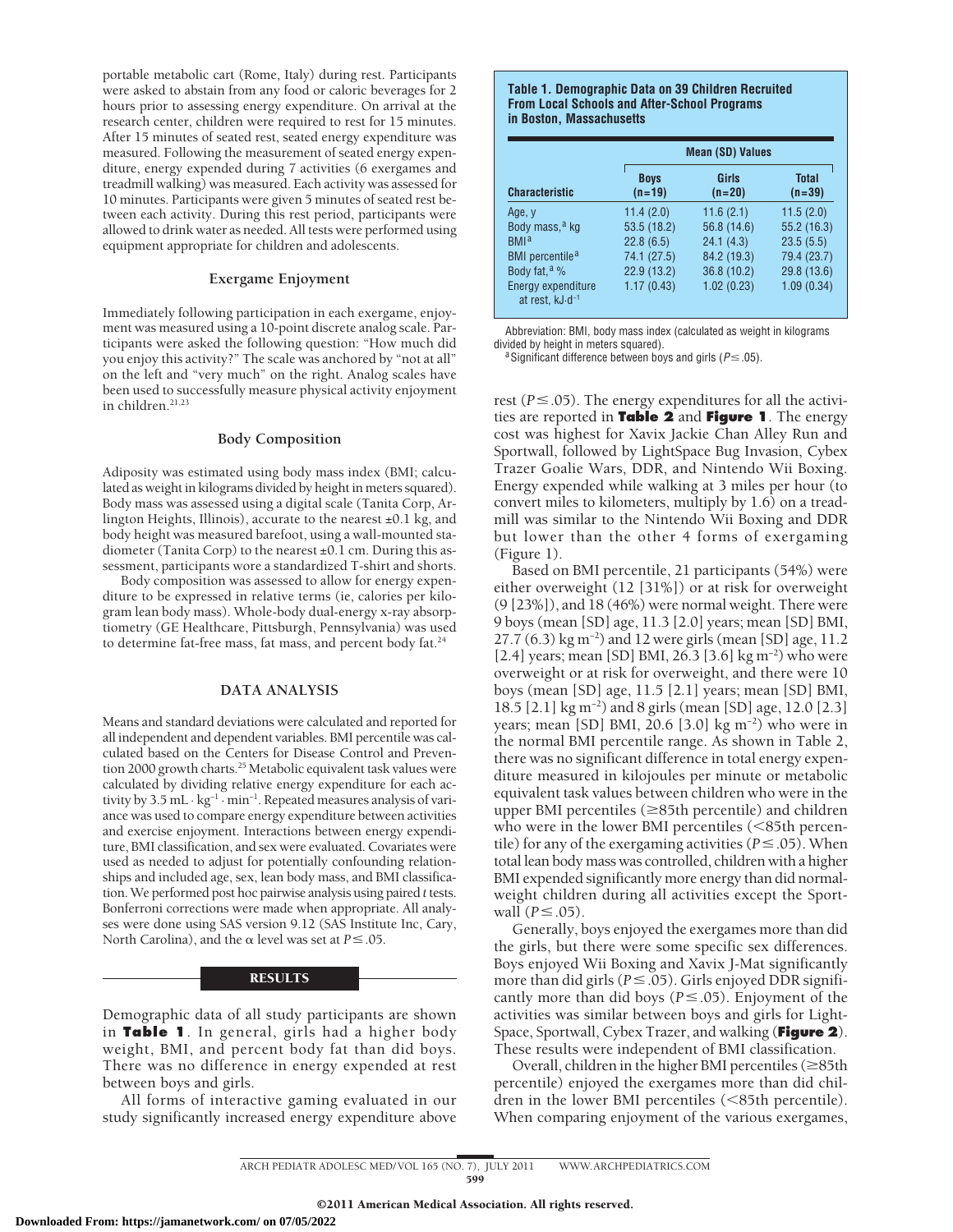portable metabolic cart (Rome, Italy) during rest. Participants were asked to abstain from any food or caloric beverages for 2 hours prior to assessing energy expenditure. On arrival at the research center, children were required to rest for 15 minutes. After 15 minutes of seated rest, seated energy expenditure was measured. Following the measurement of seated energy expenditure, energy expended during 7 activities (6 exergames and treadmill walking) was measured. Each activity was assessed for 10 minutes. Participants were given 5 minutes of seated rest between each activity. During this rest period, participants were allowed to drink water as needed. All tests were performed using equipment appropriate for children and adolescents.

### Exergame Enjoyment

Immediately following participation in each exergame, enjoyment was measured using a 10-point discrete analog scale. Participants were asked the following question: "How much did you enjoy this activity?" The scale was anchored by "not at all" on the left and "very much" on the right. Analog scales have been used to successfully measure physical activity enjoyment in children.[21,23]

### Body Composition

Adiposity was estimated using body mass index (BMI; calculated as weight in kilograms divided by height in meters squared). Body mass was assessed using a digital scale (Tanita Corp, Arlington Heights, Illinois), accurate to the nearest ±0.1 kg, and body height was measured barefoot, using a wall-mounted stadiometer (Tanita Corp) to the nearest ±0.1 cm. During this assessment, participants wore a standardized T-shirt and shorts.

Body composition was assessed to allow for energy expenditure to be expressed in relative terms (ie, calories per kilogram lean body mass). Whole-body dual-energy x-ray absorptiometry (GE Healthcare, Pittsburgh, Pennsylvania) was used to determine fat-free mass, fat mass, and percent body fat.[24]

## DATA ANALYSIS

Means and standard deviations were calculated and reported for all independent and dependent variables. BMI percentile was calculated based on the Centers for Disease Control and Prevention 2000 growth charts.[25] Metabolic equivalent task values were calculated by dividing relative energy expenditure for each activity by $3.5\ \text{mL} \cdot \text{kg}^{-1} \cdot \text{min}^{-1}$. Repeated measures analysis of variance was used to compare energy expenditure between activities and exercise enjoyment. Interactions between energy expenditure, BMI classification, and sex were evaluated. Covariates were used as needed to adjust for potentially confounding relationships and included age, sex, lean body mass, and BMI classification. We performed post hoc pairwise analysis using paired *t* tests. Bonferroni corrections were made when appropriate. All analyses were done using SAS version 9.12 (SAS Institute Inc, Cary, North Carolina), and the α level was set at $P \leq .05$.

## RESULTS

Demographic data of all study participants are shown in **Table 1**. In general, girls had a higher body weight, BMI, and percent body fat than did boys. There was no difference in energy expended at rest between boys and girls.

All forms of interactive gaming evaluated in our study significantly increased energy expenditure above rest ($P \leq .05$). The energy expenditures for all the activities are reported in **Table 2** and **Figure 1**. The energy cost was highest for Xavix Jackie Chan Alley Run and Sportwall, followed by LightSpace Bug Invasion, Cybex Trazer Goalie Wars, DDR, and Nintendo Wii Boxing. Energy expended while walking at 3 miles per hour (to convert miles to kilometers, multiply by 1.6) on a treadmill was similar to the Nintendo Wii Boxing and DDR but lower than the other 4 forms of exergaming (Figure 1).

**Table 1. Demographic Data on 39 Children Recruited From Local Schools and After-School Programs in Boston, Massachusetts**

| | Mean (SD) Values | | |
|---|---|---|---|
| **Characteristic** | **Boys (n=19)** | **Girls (n=20)** | **Total (n=39)** |
| Age, y | 11.4 (2.0) | 11.6 (2.1) | 11.5 (2.0) |
| Body mass,[a] kg | 53.5 (18.2) | 56.8 (14.6) | 55.2 (16.3) |
| BMI[a] | 22.8 (6.5) | 24.1 (4.3) | 23.5 (5.5) |
| BMI percentile[a] | 74.1 (27.5) | 84.2 (19.3) | 79.4 (23.7) |
| Body fat,[a] % | 22.9 (13.2) | 36.8 (10.2) | 29.8 (13.6) |
| Energy expenditure at rest, $\text{kJ} \cdot \text{d}^{-1}$ | 1.17 (0.43) | 1.02 (0.23) | 1.09 (0.34) |

Abbreviation: BMI, body mass index (calculated as weight in kilograms divided by height in meters squared).

[a] Significant difference between boys and girls ($P \leq .05$).

Based on BMI percentile, 21 participants (54%) were either overweight (12 [31%]) or at risk for overweight (9 [23%]), and 18 (46%) were normal weight. There were 9 boys (mean [SD] age, 11.3 [2.0] years; mean [SD] BMI, 27.7 (6.3) $\text{kg m}^{-2}$) and 12 were girls (mean [SD] age, 11.2 [2.4] years; mean [SD] BMI, 26.3 [3.6] $\text{kg m}^{-2}$) who were overweight or at risk for overweight, and there were 10 boys (mean [SD] age, 11.5 [2.1] years; mean [SD] BMI, 18.5 [2.1] $\text{kg m}^{-2}$) and 8 girls (mean [SD] age, 12.0 [2.3] years; mean [SD] BMI, 20.6 [3.0] $\text{kg m}^{-2}$) who were in the normal BMI percentile range. As shown in Table 2, there was no significant difference in total energy expenditure measured in kilojoules per minute or metabolic equivalent task values between children who were in the upper BMI percentiles (≥85th percentile) and children who were in the lower BMI percentiles (<85th percentile) for any of the exergaming activities ($P \leq .05$). When total lean body mass was controlled, children with a higher BMI expended significantly more energy than did normal-weight children during all activities except the Sportwall ($P \leq .05$).

Generally, boys enjoyed the exergames more than did the girls, but there were some specific sex differences. Boys enjoyed Wii Boxing and Xavix J-Mat significantly more than did girls ($P \leq .05$). Girls enjoyed DDR significantly more than did boys ($P \leq .05$). Enjoyment of the activities was similar between boys and girls for LightSpace, Sportwall, Cybex Trazer, and walking (**Figure 2**). These results were independent of BMI classification.

Overall, children in the higher BMI percentiles (≥85th percentile) enjoyed the exergames more than did children in the lower BMI percentiles (<85th percentile). When comparing enjoyment of the various exergames,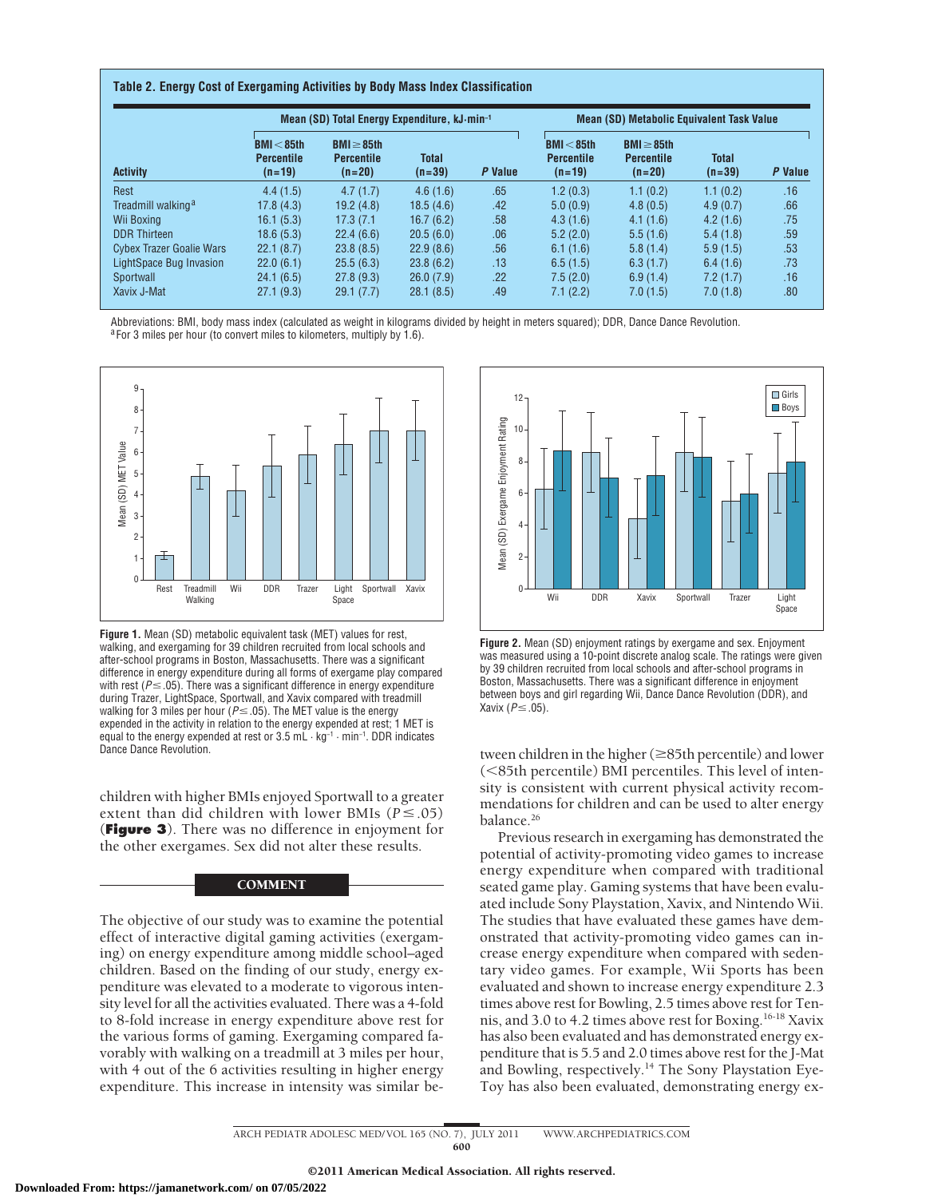**Table 2. Energy Cost of Exergaming Activities by Body Mass Index Classification**

| Activity | Mean (SD) Total Energy Expenditure, kJ·min⁻¹ | | | | Mean (SD) Metabolic Equivalent Task Value | | | |
|---|---|---|---|---|---|---|---|---|
| | BMI < 85th Percentile (n=19) | BMI ≥ 85th Percentile (n=20) | Total (n=39) | *P* Value | BMI < 85th Percentile (n=19) | BMI ≥ 85th Percentile (n=20) | Total (n=39) | *P* Value |
| Rest | 4.4 (1.5) | 4.7 (1.7) | 4.6 (1.6) | .65 | 1.2 (0.3) | 1.1 (0.2) | 1.1 (0.2) | .16 |
| Treadmill walking[a] | 17.8 (4.3) | 19.2 (4.8) | 18.5 (4.6) | .42 | 5.0 (0.9) | 4.8 (0.5) | 4.9 (0.7) | .66 |
| Wii Boxing | 16.1 (5.3) | 17.3 (7.1 | 16.7 (6.2) | .58 | 4.3 (1.6) | 4.1 (1.6) | 4.2 (1.6) | .75 |
| DDR Thirteen | 18.6 (5.3) | 22.4 (6.6) | 20.5 (6.0) | .06 | 5.2 (2.0) | 5.5 (1.6) | 5.4 (1.8) | .59 |
| Cybex Trazer Goalie Wars | 22.1 (8.7) | 23.8 (8.5) | 22.9 (8.6) | .56 | 6.1 (1.6) | 5.8 (1.4) | 5.9 (1.5) | .53 |
| LightSpace Bug Invasion | 22.0 (6.1) | 25.5 (6.3) | 23.8 (6.2) | .13 | 6.5 (1.5) | 6.3 (1.7) | 6.4 (1.6) | .73 |
| Sportwall | 24.1 (6.5) | 27.8 (9.3) | 26.0 (7.9) | .22 | 7.5 (2.0) | 6.9 (1.4) | 7.2 (1.7) | .16 |
| Xavix J-Mat | 27.1 (9.3) | 29.1 (7.7) | 28.1 (8.5) | .49 | 7.1 (2.2) | 7.0 (1.5) | 7.0 (1.8) | .80 |

Abbreviations: BMI, body mass index (calculated as weight in kilograms divided by height in meters squared); DDR, Dance Dance Revolution.
[a]For 3 miles per hour (to convert miles to kilometers, multiply by 1.6).

**Figure 1.** Mean (SD) metabolic equivalent task (MET) values for rest, walking, and exergaming for 39 children recruited from local schools and after-school programs in Boston, Massachusetts. There was a significant difference in energy expenditure during all forms of exergame play compared with rest ($P \leq .05$). There was a significant difference in energy expenditure during Trazer, LightSpace, Sportwall, and Xavix compared with treadmill walking for 3 miles per hour ($P \leq .05$). The MET value is the energy expended in the activity in relation to the energy expended at rest; 1 MET is equal to the energy expended at rest or 3.5 mL · kg⁻¹ · min⁻¹. DDR indicates Dance Dance Revolution.

**Figure 2.** Mean (SD) enjoyment ratings by exergame and sex. Enjoyment was measured using a 10-point discrete analog scale. The ratings were given by 39 children recruited from local schools and after-school programs in Boston, Massachusetts. There was a significant difference in enjoyment between boys and girl regarding Wii, Dance Dance Revolution (DDR), and Xavix ($P \leq .05$).

children with higher BMIs enjoyed Sportwall to a greater extent than did children with lower BMIs ($P \leq .05$) (**Figure 3**). There was no difference in enjoyment for the other exergames. Sex did not alter these results.

## COMMENT

The objective of our study was to examine the potential effect of interactive digital gaming activities (exergaming) on energy expenditure among middle school–aged children. Based on the finding of our study, energy expenditure was elevated to a moderate to vigorous intensity level for all the activities evaluated. There was a 4-fold to 8-fold increase in energy expenditure above rest for the various forms of gaming. Exergaming compared favorably with walking on a treadmill at 3 miles per hour, with 4 out of the 6 activities resulting in higher energy expenditure. This increase in intensity was similar between children in the higher (≥85th percentile) and lower (<85th percentile) BMI percentiles. This level of intensity is consistent with current physical activity recommendations for children and can be used to alter energy balance.[26]

Previous research in exergaming has demonstrated the potential of activity-promoting video games to increase energy expenditure when compared with traditional seated game play. Gaming systems that have been evaluated include Sony Playstation, Xavix, and Nintendo Wii. The studies that have evaluated these games have demonstrated that activity-promoting video games can increase energy expenditure when compared with sedentary video games. For example, Wii Sports has been evaluated and shown to increase energy expenditure 2.3 times above rest for Bowling, 2.5 times above rest for Tennis, and 3.0 to 4.2 times above rest for Boxing.[16-18] Xavix has also been evaluated and has demonstrated energy expenditure that is 5.5 and 2.0 times above rest for the J-Mat and Bowling, respectively.[14] The Sony Playstation Eye-Toy has also been evaluated, demonstrating energy ex-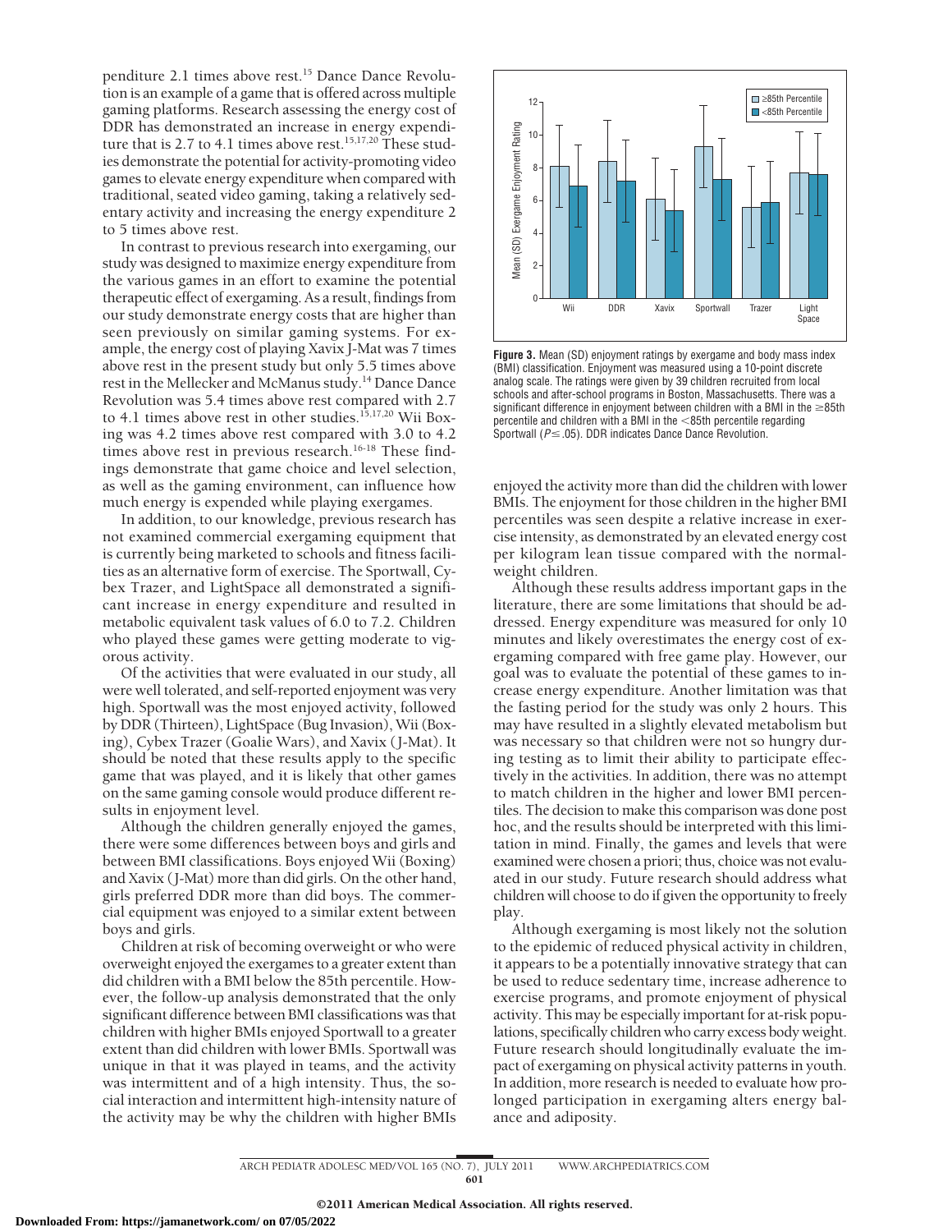penditure 2.1 times above rest.[15] Dance Dance Revolution is an example of a game that is offered across multiple gaming platforms. Research assessing the energy cost of DDR has demonstrated an increase in energy expenditure that is 2.7 to 4.1 times above rest.[15,17,20] These studies demonstrate the potential for activity-promoting video games to elevate energy expenditure when compared with traditional, seated video gaming, taking a relatively sedentary activity and increasing the energy expenditure 2 to 5 times above rest.

In contrast to previous research into exergaming, our study was designed to maximize energy expenditure from the various games in an effort to examine the potential therapeutic effect of exergaming. As a result, findings from our study demonstrate energy costs that are higher than seen previously on similar gaming systems. For example, the energy cost of playing Xavix J-Mat was 7 times above rest in the present study but only 5.5 times above rest in the Mellecker and McManus study.[14] Dance Dance Revolution was 5.4 times above rest compared with 2.7 to 4.1 times above rest in other studies.[15,17,20] Wii Boxing was 4.2 times above rest compared with 3.0 to 4.2 times above rest in previous research.[16-18] These findings demonstrate that game choice and level selection, as well as the gaming environment, can influence how much energy is expended while playing exergames.

In addition, to our knowledge, previous research has not examined commercial exergaming equipment that is currently being marketed to schools and fitness facilities as an alternative form of exercise. The Sportwall, Cybex Trazer, and LightSpace all demonstrated a significant increase in energy expenditure and resulted in metabolic equivalent task values of 6.0 to 7.2. Children who played these games were getting moderate to vigorous activity.

Of the activities that were evaluated in our study, all were well tolerated, and self-reported enjoyment was very high. Sportwall was the most enjoyed activity, followed by DDR (Thirteen), LightSpace (Bug Invasion), Wii (Boxing), Cybex Trazer (Goalie Wars), and Xavix (J-Mat). It should be noted that these results apply to the specific game that was played, and it is likely that other games on the same gaming console would produce different results in enjoyment level.

Although the children generally enjoyed the games, there were some differences between boys and girls and between BMI classifications. Boys enjoyed Wii (Boxing) and Xavix (J-Mat) more than did girls. On the other hand, girls preferred DDR more than did boys. The commercial equipment was enjoyed to a similar extent between boys and girls.

Children at risk of becoming overweight or who were overweight enjoyed the exergames to a greater extent than did children with a BMI below the 85th percentile. However, the follow-up analysis demonstrated that the only significant difference between BMI classifications was that children with higher BMIs enjoyed Sportwall to a greater extent than did children with lower BMIs. Sportwall was unique in that it was played in teams, and the activity was intermittent and of a high intensity. Thus, the social interaction and intermittent high-intensity nature of the activity may be why the children with higher BMIs enjoyed the activity more than did the children with lower BMIs. The enjoyment for those children in the higher BMI percentiles was seen despite a relative increase in exercise intensity, as demonstrated by an elevated energy cost per kilogram lean tissue compared with the normal-weight children.

**Figure 3.** Mean (SD) enjoyment ratings by exergame and body mass index (BMI) classification. Enjoyment was measured using a 10-point discrete analog scale. The ratings were given by 39 children recruited from local schools and after-school programs in Boston, Massachusetts. There was a significant difference in enjoyment between children with a BMI in the ≥85th percentile and children with a BMI in the <85th percentile regarding Sportwall ($P \leq .05$). DDR indicates Dance Dance Revolution.

Although these results address important gaps in the literature, there are some limitations that should be addressed. Energy expenditure was measured for only 10 minutes and likely overestimates the energy cost of exergaming compared with free game play. However, our goal was to evaluate the potential of these games to increase energy expenditure. Another limitation was that the fasting period for the study was only 2 hours. This may have resulted in a slightly elevated metabolism but was necessary so that children were not so hungry during testing as to limit their ability to participate effectively in the activities. In addition, there was no attempt to match children in the higher and lower BMI percentiles. The decision to make this comparison was done post hoc, and the results should be interpreted with this limitation in mind. Finally, the games and levels that were examined were chosen a priori; thus, choice was not evaluated in our study. Future research should address what children will choose to do if given the opportunity to freely play.

Although exergaming is most likely not the solution to the epidemic of reduced physical activity in children, it appears to be a potentially innovative strategy that can be used to reduce sedentary time, increase adherence to exercise programs, and promote enjoyment of physical activity. This may be especially important for at-risk populations, specifically children who carry excess body weight. Future research should longitudinally evaluate the impact of exergaming on physical activity patterns in youth. In addition, more research is needed to evaluate how prolonged participation in exergaming alters energy balance and adiposity.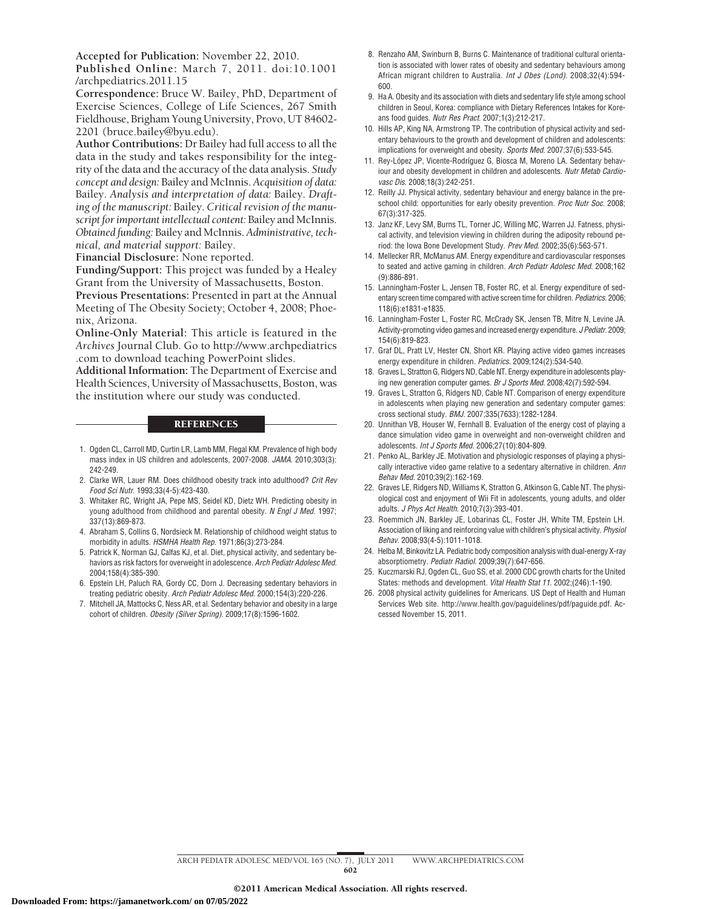**Accepted for Publication:** November 22, 2010.

**Published Online:** March 7, 2011. doi:10.1001/archpediatrics.2011.15

**Correspondence:** Bruce W. Bailey, PhD, Department of Exercise Sciences, College of Life Sciences, 267 Smith Fieldhouse, Brigham Young University, Provo, UT 84602-2201 (bruce.bailey@byu.edu).

**Author Contributions:** Dr Bailey had full access to all the data in the study and takes responsibility for the integrity of the data and the accuracy of the data analysis. *Study concept and design:* Bailey and McInnis. *Acquisition of data:* Bailey. *Analysis and interpretation of data:* Bailey. *Drafting of the manuscript:* Bailey. *Critical revision of the manuscript for important intellectual content:* Bailey and McInnis. *Obtained funding:* Bailey and McInnis. *Administrative, technical, and material support:* Bailey.

**Financial Disclosure:** None reported.

**Funding/Support:** This project was funded by a Healey Grant from the University of Massachusetts, Boston.

**Previous Presentations:** Presented in part at the Annual Meeting of The Obesity Society; October 4, 2008; Phoenix, Arizona.

**Online-Only Material:** This article is featured in the *Archives* Journal Club. Go to http://www.archpediatrics.com to download teaching PowerPoint slides.

**Additional Information:** The Department of Exercise and Health Sciences, University of Massachusetts, Boston, was the institution where our study was conducted.

## REFERENCES

1. Ogden CL, Carroll MD, Curtin LR, Lamb MM, Flegal KM. Prevalence of high body mass index in US children and adolescents, 2007-2008. *JAMA*. 2010;303(3):242-249.
2. Clarke WR, Lauer RM. Does childhood obesity track into adulthood? *Crit Rev Food Sci Nutr*. 1993;33(4-5):423-430.
3. Whitaker RC, Wright JA, Pepe MS, Seidel KD, Dietz WH. Predicting obesity in young adulthood from childhood and parental obesity. *N Engl J Med*. 1997;337(13):869-873.
4. Abraham S, Collins G, Nordsieck M. Relationship of childhood weight status to morbidity in adults. *HSMHA Health Rep*. 1971;86(3):273-284.
5. Patrick K, Norman GJ, Calfas KJ, et al. Diet, physical activity, and sedentary behaviors as risk factors for overweight in adolescence. *Arch Pediatr Adolesc Med*. 2004;158(4):385-390.
6. Epstein LH, Paluch RA, Gordy CC, Dorn J. Decreasing sedentary behaviors in treating pediatric obesity. *Arch Pediatr Adolesc Med*. 2000;154(3):220-226.
7. Mitchell JA, Mattocks C, Ness AR, et al. Sedentary behavior and obesity in a large cohort of children. *Obesity (Silver Spring)*. 2009;17(8):1596-1602.
8. Renzaho AM, Swinburn B, Burns C. Maintenance of traditional cultural orientation is associated with lower rates of obesity and sedentary behaviours among African migrant children to Australia. *Int J Obes (Lond)*. 2008;32(4):594-600.
9. Ha A. Obesity and its association with diets and sedentary life style among school children in Seoul, Korea: compliance with Dietary References Intakes for Koreans food guides. *Nutr Res Pract*. 2007;1(3):212-217.
10. Hills AP, King NA, Armstrong TP. The contribution of physical activity and sedentary behaviours to the growth and development of children and adolescents: implications for overweight and obesity. *Sports Med*. 2007;37(6):533-545.
11. Rey-López JP, Vicente-Rodríguez G, Biosca M, Moreno LA. Sedentary behaviour and obesity development in children and adolescents. *Nutr Metab Cardiovasc Dis*. 2008;18(3):242-251.
12. Reilly JJ. Physical activity, sedentary behaviour and energy balance in the preschool child: opportunities for early obesity prevention. *Proc Nutr Soc*. 2008;67(3):317-325.
13. Janz KF, Levy SM, Burns TL, Torner JC, Willing MC, Warren JJ. Fatness, physical activity, and television viewing in children during the adiposity rebound period: the Iowa Bone Development Study. *Prev Med*. 2002;35(6):563-571.
14. Mellecker RR, McManus AM. Energy expenditure and cardiovascular responses to seated and active gaming in children. *Arch Pediatr Adolesc Med*. 2008;162(9):886-891.
15. Lanningham-Foster L, Jensen TB, Foster RC, et al. Energy expenditure of sedentary screen time compared with active screen time for children. *Pediatrics*. 2006;118(6):e1831-e1835.
16. Lanningham-Foster L, Foster RC, McCrady SK, Jensen TB, Mitre N, Levine JA. Activity-promoting video games and increased energy expenditure. *J Pediatr*. 2009;154(6):819-823.
17. Graf DL, Pratt LV, Hester CN, Short KR. Playing active video games increases energy expenditure in children. *Pediatrics*. 2009;124(2):534-540.
18. Graves L, Stratton G, Ridgers ND, Cable NT. Energy expenditure in adolescents playing new generation computer games. *Br J Sports Med*. 2008;42(7):592-594.
19. Graves L, Stratton G, Ridgers ND, Cable NT. Comparison of energy expenditure in adolescents when playing new generation and sedentary computer games: cross sectional study. *BMJ*. 2007;335(7633):1282-1284.
20. Unnithan VB, Houser W, Fernhall B. Evaluation of the energy cost of playing a dance simulation video game in overweight and non-overweight children and adolescents. *Int J Sports Med*. 2006;27(10):804-809.
21. Penko AL, Barkley JE. Motivation and physiologic responses of playing a physically interactive video game relative to a sedentary alternative in children. *Ann Behav Med*. 2010;39(2):162-169.
22. Graves LE, Ridgers ND, Williams K, Stratton G, Atkinson G, Cable NT. The physiological cost and enjoyment of Wii Fit in adolescents, young adults, and older adults. *J Phys Act Health*. 2010;7(3):393-401.
23. Roemmich JN, Barkley JE, Lobarinas CL, Foster JH, White TM, Epstein LH. Association of liking and reinforcing value with children's physical activity. *Physiol Behav*. 2008;93(4-5):1011-1018.
24. Helba M, Binkovitz LA. Pediatric body composition analysis with dual-energy X-ray absorptiometry. *Pediatr Radiol*. 2009;39(7):647-656.
25. Kuczmarski RJ, Ogden CL, Guo SS, et al. 2000 CDC growth charts for the United States: methods and development. *Vital Health Stat 11*. 2002;(246):1-190.
26. 2008 physical activity guidelines for Americans. US Dept of Health and Human Services Web site. http://www.health.gov/paguidelines/pdf/paguide.pdf. Accessed November 15, 2011.